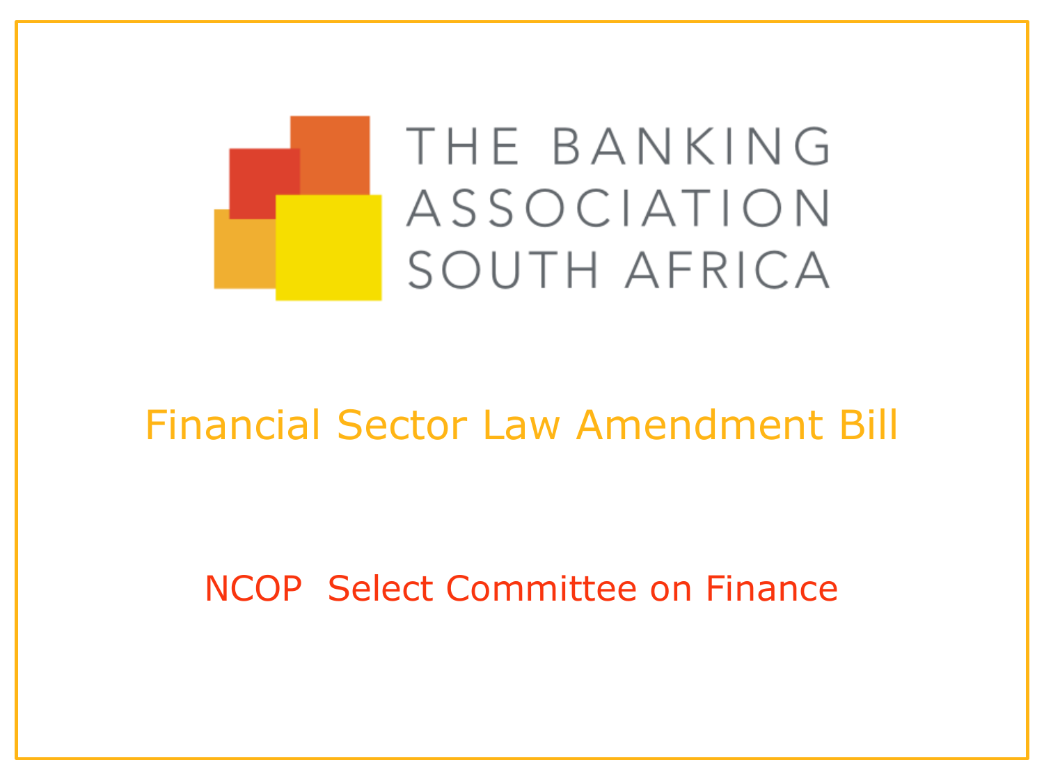THE BANKING ASSOCIATION SOUTH AFRICA

# Financial Sector Law Amendment Bill

## NCOP Select Committee on Finance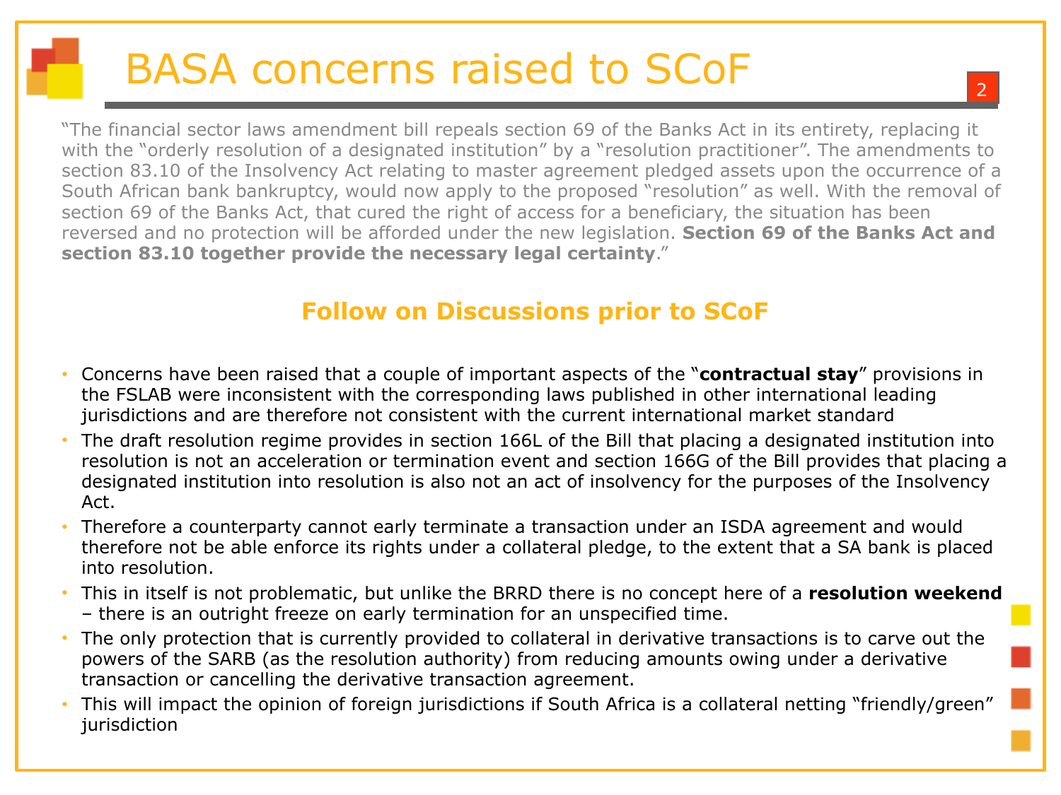# BASA concerns raised to SCoF

"The financial sector laws amendment bill repeals section 69 of the Banks Act in its entirety, replacing it with the "orderly resolution of a designated institution" by a "resolution practitioner". The amendments to section 83.10 of the Insolvency Act relating to master agreement pledged assets upon the occurrence of a South African bank bankruptcy, would now apply to the proposed "resolution" as well. With the removal of section 69 of the Banks Act, that cured the right of access for a beneficiary, the situation has been reversed and no protection will be afforded under the new legislation. **Section 69 of the Banks Act and section 83.10 together provide the necessary legal certainty**."

## Follow on Discussions prior to SCoF

- Concerns have been raised that a couple of important aspects of the "**contractual stay**" provisions in the FSLAB were inconsistent with the corresponding laws published in other international leading jurisdictions and are therefore not consistent with the current international market standard
- The draft resolution regime provides in section 166L of the Bill that placing a designated institution into resolution is not an acceleration or termination event and section 166G of the Bill provides that placing a designated institution into resolution is also not an act of insolvency for the purposes of the Insolvency Act.
- Therefore a counterparty cannot early terminate a transaction under an ISDA agreement and would therefore not be able enforce its rights under a collateral pledge, to the extent that a SA bank is placed into resolution.
- This in itself is not problematic, but unlike the BRRD there is no concept here of a **resolution weekend** – there is an outright freeze on early termination for an unspecified time.
- The only protection that is currently provided to collateral in derivative transactions is to carve out the powers of the SARB (as the resolution authority) from reducing amounts owing under a derivative transaction or cancelling the derivative transaction agreement.
- This will impact the opinion of foreign jurisdictions if South Africa is a collateral netting "friendly/green" jurisdiction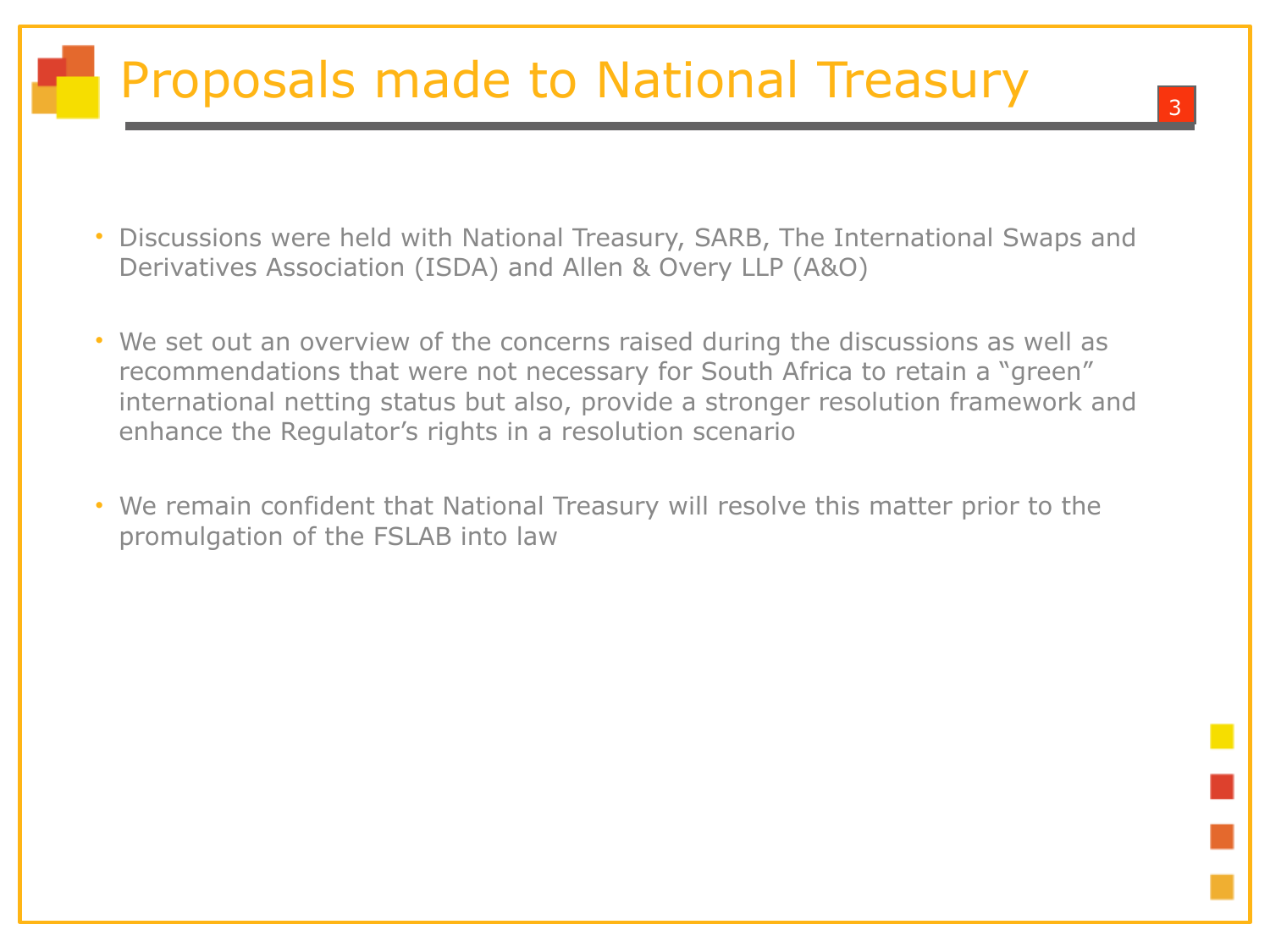# Proposals made to National Treasury

- Discussions were held with National Treasury, SARB, The International Swaps and Derivatives Association (ISDA) and Allen & Overy LLP (A&O)

- We set out an overview of the concerns raised during the discussions as well as recommendations that were not necessary for South Africa to retain a "green" international netting status but also, provide a stronger resolution framework and enhance the Regulator's rights in a resolution scenario

- We remain confident that National Treasury will resolve this matter prior to the promulgation of the FSLAB into law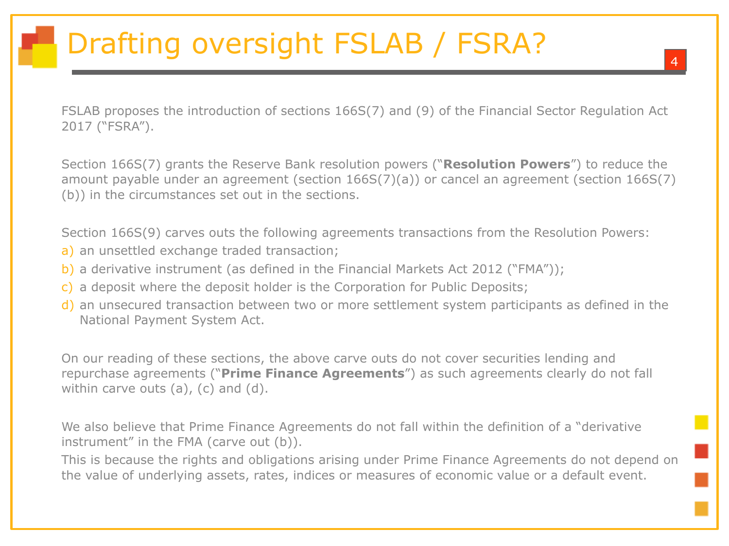# Drafting oversight FSLAB / FSRA?

FSLAB proposes the introduction of sections 166S(7) and (9) of the Financial Sector Regulation Act 2017 ("FSRA").

Section 166S(7) grants the Reserve Bank resolution powers ("**Resolution Powers**") to reduce the amount payable under an agreement (section 166S(7)(a)) or cancel an agreement (section 166S(7)(b)) in the circumstances set out in the sections.

Section 166S(9) carves outs the following agreements transactions from the Resolution Powers:

a) an unsettled exchange traded transaction;
b) a derivative instrument (as defined in the Financial Markets Act 2012 ("FMA"));
c) a deposit where the deposit holder is the Corporation for Public Deposits;
d) an unsecured transaction between two or more settlement system participants as defined in the National Payment System Act.

On our reading of these sections, the above carve outs do not cover securities lending and repurchase agreements ("**Prime Finance Agreements**") as such agreements clearly do not fall within carve outs (a), (c) and (d).

We also believe that Prime Finance Agreements do not fall within the definition of a "derivative instrument" in the FMA (carve out (b)).
This is because the rights and obligations arising under Prime Finance Agreements do not depend on the value of underlying assets, rates, indices or measures of economic value or a default event.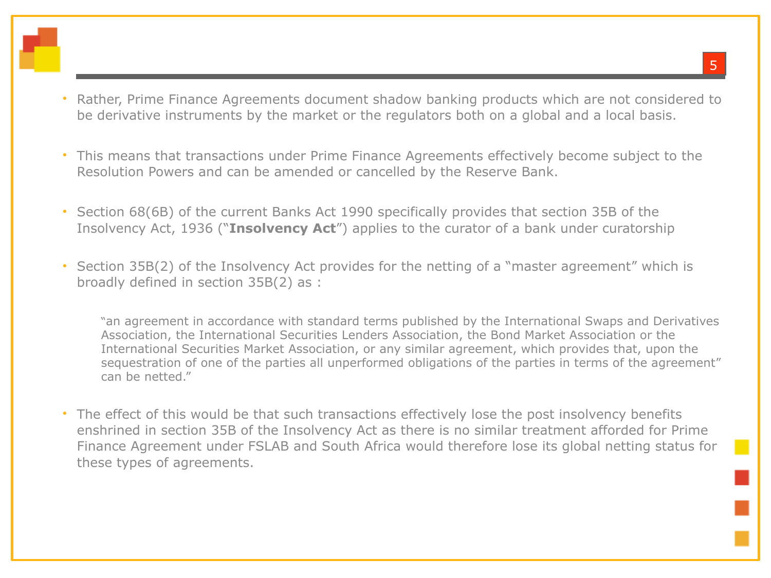- Rather, Prime Finance Agreements document shadow banking products which are not considered to be derivative instruments by the market or the regulators both on a global and a local basis.

- This means that transactions under Prime Finance Agreements effectively become subject to the Resolution Powers and can be amended or cancelled by the Reserve Bank.

- Section 68(6B) of the current Banks Act 1990 specifically provides that section 35B of the Insolvency Act, 1936 ("**Insolvency Act**") applies to the curator of a bank under curatorship

- Section 35B(2) of the Insolvency Act provides for the netting of a "master agreement" which is broadly defined in section 35B(2) as :

  > "an agreement in accordance with standard terms published by the International Swaps and Derivatives Association, the International Securities Lenders Association, the Bond Market Association or the International Securities Market Association, or any similar agreement, which provides that, upon the sequestration of one of the parties all unperformed obligations of the parties in terms of the agreement" can be netted."

- The effect of this would be that such transactions effectively lose the post insolvency benefits enshrined in section 35B of the Insolvency Act as there is no similar treatment afforded for Prime Finance Agreement under FSLAB and South Africa would therefore lose its global netting status for these types of agreements.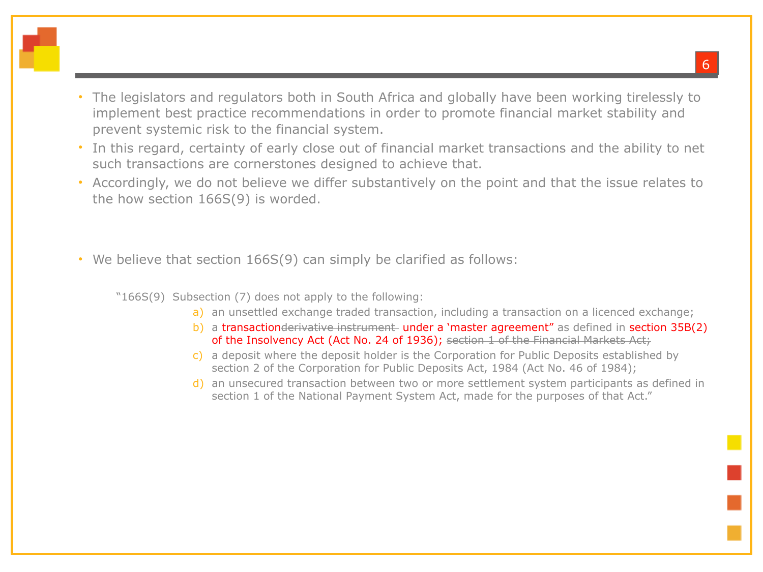- The legislators and regulators both in South Africa and globally have been working tirelessly to implement best practice recommendations in order to promote financial market stability and prevent systemic risk to the financial system.
- In this regard, certainty of early close out of financial market transactions and the ability to net such transactions are cornerstones designed to achieve that.
- Accordingly, we do not believe we differ substantively on the point and that the issue relates to the how section 166S(9) is worded.

- We believe that section 166S(9) can simply be clarified as follows:

"166S(9) Subsection (7) does not apply to the following:

a) an unsettled exchange traded transaction, including a transaction on a licenced exchange;
b) a transaction~~derivative instrument~~ under a 'master agreement" as defined in section 35B(2) of the Insolvency Act (Act No. 24 of 1936); ~~section 1 of the Financial Markets Act;~~
c) a deposit where the deposit holder is the Corporation for Public Deposits established by section 2 of the Corporation for Public Deposits Act, 1984 (Act No. 46 of 1984);
d) an unsecured transaction between two or more settlement system participants as defined in section 1 of the National Payment System Act, made for the purposes of that Act."